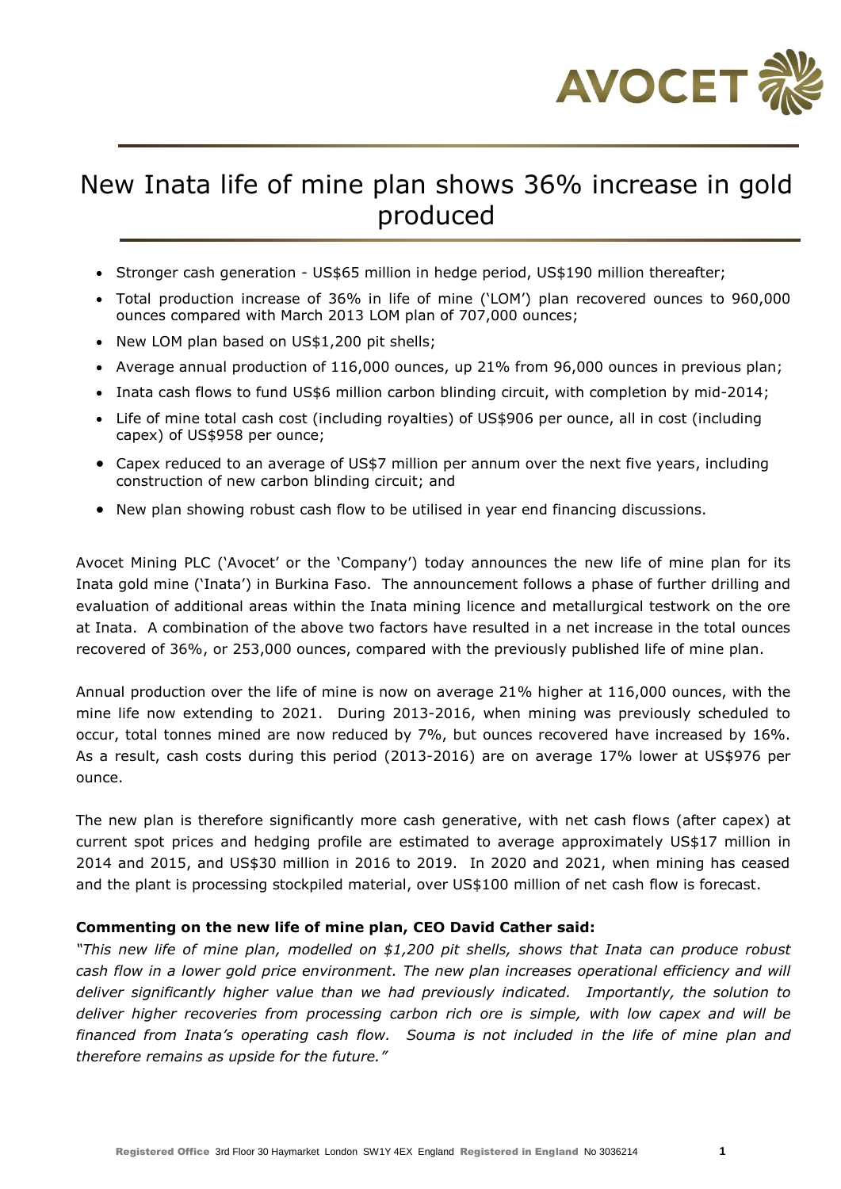# New Inata life of mine plan shows 36% increase in gold produced

- Stronger cash generation - US$65 million in hedge period, US$190 million thereafter;
- Total production increase of 36% in life of mine ('LOM') plan recovered ounces to 960,000 ounces compared with March 2013 LOM plan of 707,000 ounces;
- New LOM plan based on US$1,200 pit shells;
- Average annual production of 116,000 ounces, up 21% from 96,000 ounces in previous plan;
- Inata cash flows to fund US$6 million carbon blinding circuit, with completion by mid-2014;
- Life of mine total cash cost (including royalties) of US$906 per ounce, all in cost (including capex) of US$958 per ounce;
- Capex reduced to an average of US$7 million per annum over the next five years, including construction of new carbon blinding circuit; and
- New plan showing robust cash flow to be utilised in year end financing discussions.

Avocet Mining PLC ('Avocet' or the 'Company') today announces the new life of mine plan for its Inata gold mine ('Inata') in Burkina Faso. The announcement follows a phase of further drilling and evaluation of additional areas within the Inata mining licence and metallurgical testwork on the ore at Inata. A combination of the above two factors have resulted in a net increase in the total ounces recovered of 36%, or 253,000 ounces, compared with the previously published life of mine plan.

Annual production over the life of mine is now on average 21% higher at 116,000 ounces, with the mine life now extending to 2021. During 2013-2016, when mining was previously scheduled to occur, total tonnes mined are now reduced by 7%, but ounces recovered have increased by 16%. As a result, cash costs during this period (2013-2016) are on average 17% lower at US$976 per ounce.

The new plan is therefore significantly more cash generative, with net cash flows (after capex) at current spot prices and hedging profile are estimated to average approximately US$17 million in 2014 and 2015, and US$30 million in 2016 to 2019. In 2020 and 2021, when mining has ceased and the plant is processing stockpiled material, over US$100 million of net cash flow is forecast.

**Commenting on the new life of mine plan, CEO David Cather said:**

*"This new life of mine plan, modelled on $1,200 pit shells, shows that Inata can produce robust cash flow in a lower gold price environment. The new plan increases operational efficiency and will deliver significantly higher value than we had previously indicated. Importantly, the solution to deliver higher recoveries from processing carbon rich ore is simple, with low capex and will be financed from Inata's operating cash flow. Souma is not included in the life of mine plan and therefore remains as upside for the future."*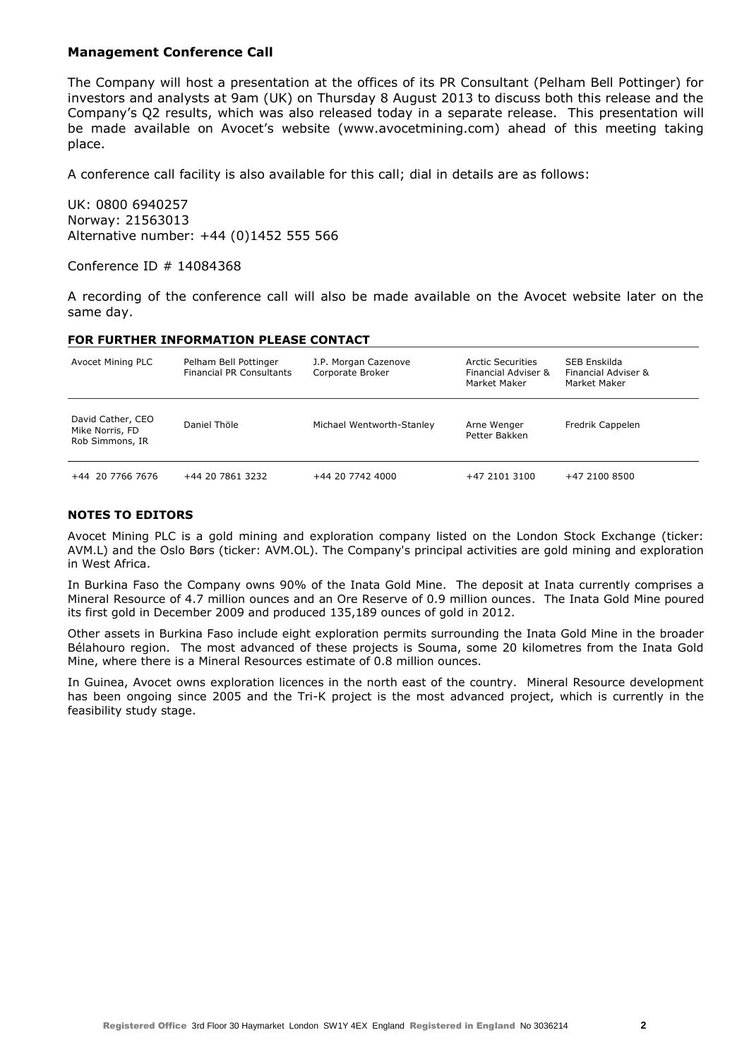### Management Conference Call

The Company will host a presentation at the offices of its PR Consultant (Pelham Bell Pottinger) for investors and analysts at 9am (UK) on Thursday 8 August 2013 to discuss both this release and the Company's Q2 results, which was also released today in a separate release. This presentation will be made available on Avocet's website (www.avocetmining.com) ahead of this meeting taking place.

A conference call facility is also available for this call; dial in details are as follows:

UK: 0800 6940257
Norway: 21563013
Alternative number: +44 (0)1452 555 566

Conference ID # 14084368

A recording of the conference call will also be made available on the Avocet website later on the same day.

### FOR FURTHER INFORMATION PLEASE CONTACT

| Avocet Mining PLC | Pelham Bell Pottinger Financial PR Consultants | J.P. Morgan Cazenove Corporate Broker | Arctic Securities Financial Adviser & Market Maker | SEB Enskilda Financial Adviser & Market Maker |
|---|---|---|---|---|
| David Cather, CEO<br>Mike Norris, FD<br>Rob Simmons, IR | Daniel Thöle | Michael Wentworth-Stanley | Arne Wenger<br>Petter Bakken | Fredrik Cappelen |
| +44 20 7766 7676 | +44 20 7861 3232 | +44 20 7742 4000 | +47 2101 3100 | +47 2100 8500 |

### NOTES TO EDITORS

Avocet Mining PLC is a gold mining and exploration company listed on the London Stock Exchange (ticker: AVM.L) and the Oslo Børs (ticker: AVM.OL). The Company's principal activities are gold mining and exploration in West Africa.

In Burkina Faso the Company owns 90% of the Inata Gold Mine. The deposit at Inata currently comprises a Mineral Resource of 4.7 million ounces and an Ore Reserve of 0.9 million ounces. The Inata Gold Mine poured its first gold in December 2009 and produced 135,189 ounces of gold in 2012.

Other assets in Burkina Faso include eight exploration permits surrounding the Inata Gold Mine in the broader Bélahouro region. The most advanced of these projects is Souma, some 20 kilometres from the Inata Gold Mine, where there is a Mineral Resources estimate of 0.8 million ounces.

In Guinea, Avocet owns exploration licences in the north east of the country. Mineral Resource development has been ongoing since 2005 and the Tri-K project is the most advanced project, which is currently in the feasibility study stage.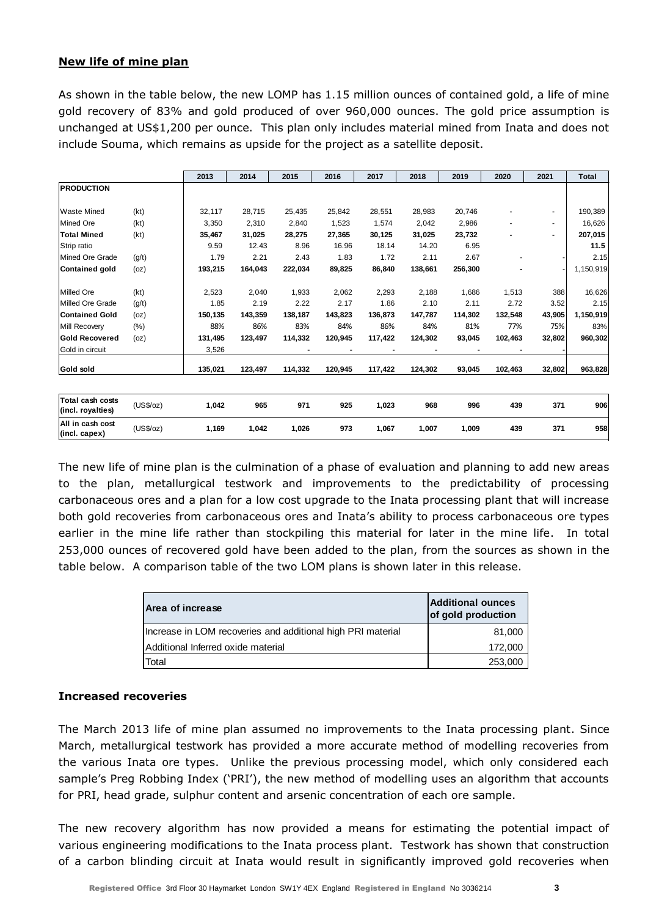## New life of mine plan

As shown in the table below, the new LOMP has 1.15 million ounces of contained gold, a life of mine gold recovery of 83% and gold produced of over 960,000 ounces. The gold price assumption is unchanged at US$1,200 per ounce. This plan only includes material mined from Inata and does not include Souma, which remains as upside for the project as a satellite deposit.

| | | 2013 | 2014 | 2015 | 2016 | 2017 | 2018 | 2019 | 2020 | 2021 | Total |
|---|---|---|---|---|---|---|---|---|---|---|---|
| **PRODUCTION** | | | | | | | | | | | |
| Waste Mined | (kt) | 32,117 | 28,715 | 25,435 | 25,842 | 28,551 | 28,983 | 20,746 | - | - | 190,389 |
| Mined Ore | (kt) | 3,350 | 2,310 | 2,840 | 1,523 | 1,574 | 2,042 | 2,986 | - | - | 16,626 |
| **Total Mined** | (kt) | **35,467** | **31,025** | **28,275** | **27,365** | **30,125** | **31,025** | **23,732** | **-** | **-** | **207,015** |
| Strip ratio | | 9.59 | 12.43 | 8.96 | 16.96 | 18.14 | 14.20 | 6.95 | | | **11.5** |
| Mined Ore Grade | (g/t) | 1.79 | 2.21 | 2.43 | 1.83 | 1.72 | 2.11 | 2.67 | - | - | 2.15 |
| **Contained gold** | (oz) | **193,215** | **164,043** | **222,034** | **89,825** | **86,840** | **138,661** | **256,300** | **-** | **-** | 1,150,919 |
| Milled Ore | (kt) | 2,523 | 2,040 | 1,933 | 2,062 | 2,293 | 2,188 | 1,686 | 1,513 | 388 | 16,626 |
| Milled Ore Grade | (g/t) | 1.85 | 2.19 | 2.22 | 2.17 | 1.86 | 2.10 | 2.11 | 2.72 | 3.52 | 2.15 |
| **Contained Gold** | (oz) | **150,135** | **143,359** | **138,187** | **143,823** | **136,873** | **147,787** | **114,302** | **132,548** | **43,905** | **1,150,919** |
| Mill Recovery | (%) | 88% | 86% | 83% | 84% | 86% | 84% | 81% | 77% | 75% | 83% |
| **Gold Recovered** | (oz) | **131,495** | **123,497** | **114,332** | **120,945** | **117,422** | **124,302** | **93,045** | **102,463** | **32,802** | **960,302** |
| Gold in circuit | | 3,526 | | - | - | - | - | - | - | - | |
| **Gold sold** | | **135,021** | **123,497** | **114,332** | **120,945** | **117,422** | **124,302** | **93,045** | **102,463** | **32,802** | **963,828** |
| **Total cash costs (incl. royalties)** | (US$/oz) | **1,042** | **965** | **971** | **925** | **1,023** | **968** | **996** | **439** | **371** | **906** |
| **All in cash cost (incl. capex)** | (US$/oz) | **1,169** | **1,042** | **1,026** | **973** | **1,067** | **1,007** | **1,009** | **439** | **371** | **958** |

The new life of mine plan is the culmination of a phase of evaluation and planning to add new areas to the plan, metallurgical testwork and improvements to the predictability of processing carbonaceous ores and a plan for a low cost upgrade to the Inata processing plant that will increase both gold recoveries from carbonaceous ores and Inata's ability to process carbonaceous ore types earlier in the mine life rather than stockpiling this material for later in the mine life. In total 253,000 ounces of recovered gold have been added to the plan, from the sources as shown in the table below. A comparison table of the two LOM plans is shown later in this release.

| Area of increase | Additional ounces of gold production |
|---|---|
| Increase in LOM recoveries and additional high PRI material | 81,000 |
| Additional Inferred oxide material | 172,000 |
| Total | 253,000 |

### Increased recoveries

The March 2013 life of mine plan assumed no improvements to the Inata processing plant. Since March, metallurgical testwork has provided a more accurate method of modelling recoveries from the various Inata ore types. Unlike the previous processing model, which only considered each sample's Preg Robbing Index ('PRI'), the new method of modelling uses an algorithm that accounts for PRI, head grade, sulphur content and arsenic concentration of each ore sample.

The new recovery algorithm has now provided a means for estimating the potential impact of various engineering modifications to the Inata process plant. Testwork has shown that construction of a carbon blinding circuit at Inata would result in significantly improved gold recoveries when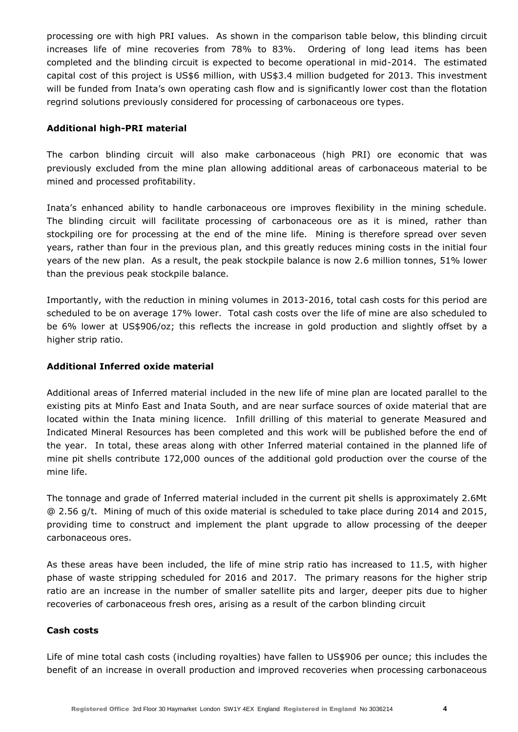processing ore with high PRI values. As shown in the comparison table below, this blinding circuit increases life of mine recoveries from 78% to 83%. Ordering of long lead items has been completed and the blinding circuit is expected to become operational in mid-2014. The estimated capital cost of this project is US$6 million, with US$3.4 million budgeted for 2013. This investment will be funded from Inata's own operating cash flow and is significantly lower cost than the flotation regrind solutions previously considered for processing of carbonaceous ore types.

**Additional high-PRI material**

The carbon blinding circuit will also make carbonaceous (high PRI) ore economic that was previously excluded from the mine plan allowing additional areas of carbonaceous material to be mined and processed profitability.

Inata's enhanced ability to handle carbonaceous ore improves flexibility in the mining schedule. The blinding circuit will facilitate processing of carbonaceous ore as it is mined, rather than stockpiling ore for processing at the end of the mine life. Mining is therefore spread over seven years, rather than four in the previous plan, and this greatly reduces mining costs in the initial four years of the new plan. As a result, the peak stockpile balance is now 2.6 million tonnes, 51% lower than the previous peak stockpile balance.

Importantly, with the reduction in mining volumes in 2013-2016, total cash costs for this period are scheduled to be on average 17% lower. Total cash costs over the life of mine are also scheduled to be 6% lower at US$906/oz; this reflects the increase in gold production and slightly offset by a higher strip ratio.

**Additional Inferred oxide material**

Additional areas of Inferred material included in the new life of mine plan are located parallel to the existing pits at Minfo East and Inata South, and are near surface sources of oxide material that are located within the Inata mining licence. Infill drilling of this material to generate Measured and Indicated Mineral Resources has been completed and this work will be published before the end of the year. In total, these areas along with other Inferred material contained in the planned life of mine pit shells contribute 172,000 ounces of the additional gold production over the course of the mine life.

The tonnage and grade of Inferred material included in the current pit shells is approximately 2.6Mt @ 2.56 g/t. Mining of much of this oxide material is scheduled to take place during 2014 and 2015, providing time to construct and implement the plant upgrade to allow processing of the deeper carbonaceous ores.

As these areas have been included, the life of mine strip ratio has increased to 11.5, with higher phase of waste stripping scheduled for 2016 and 2017. The primary reasons for the higher strip ratio are an increase in the number of smaller satellite pits and larger, deeper pits due to higher recoveries of carbonaceous fresh ores, arising as a result of the carbon blinding circuit

**Cash costs**

Life of mine total cash costs (including royalties) have fallen to US$906 per ounce; this includes the benefit of an increase in overall production and improved recoveries when processing carbonaceous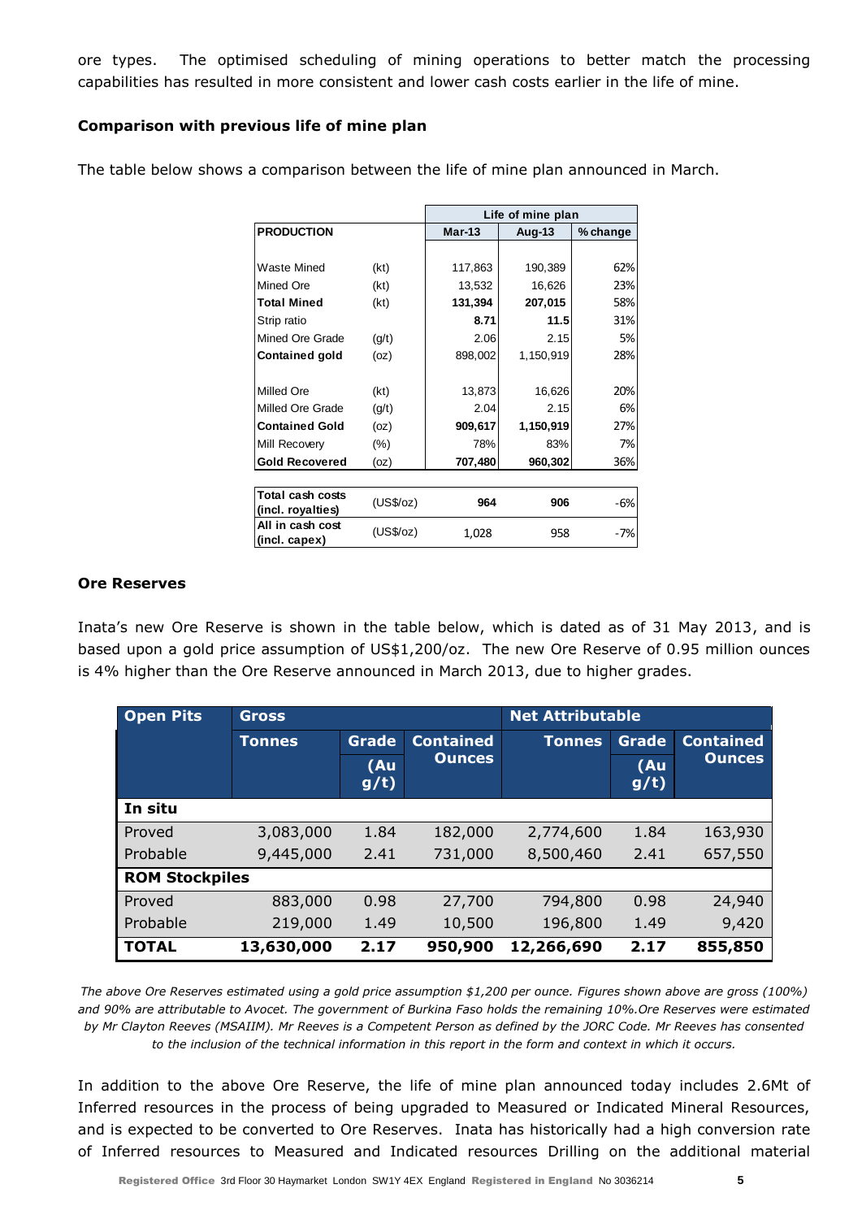ore types. The optimised scheduling of mining operations to better match the processing capabilities has resulted in more consistent and lower cash costs earlier in the life of mine.

**Comparison with previous life of mine plan**

The table below shows a comparison between the life of mine plan announced in March.

| | | Life of mine plan | | |
|---|---|---|---|---|
| **PRODUCTION** | | **Mar-13** | **Aug-13** | **% change** |
| Waste Mined | (kt) | 117,863 | 190,389 | 62% |
| Mined Ore | (kt) | 13,532 | 16,626 | 23% |
| **Total Mined** | (kt) | **131,394** | **207,015** | 58% |
| Strip ratio | | **8.71** | **11.5** | 31% |
| Mined Ore Grade | (g/t) | 2.06 | 2.15 | 5% |
| **Contained gold** | (oz) | 898,002 | 1,150,919 | 28% |
| Milled Ore | (kt) | 13,873 | 16,626 | 20% |
| Milled Ore Grade | (g/t) | 2.04 | 2.15 | 6% |
| **Contained Gold** | (oz) | **909,617** | **1,150,919** | 27% |
| Mill Recovery | (%) | 78% | 83% | 7% |
| **Gold Recovered** | (oz) | **707,480** | **960,302** | 36% |
| **Total cash costs (incl. royalties)** | (US$/oz) | **964** | **906** | -6% |
| **All in cash cost (incl. capex)** | (US$/oz) | 1,028 | 958 | -7% |

**Ore Reserves**

Inata's new Ore Reserve is shown in the table below, which is dated as of 31 May 2013, and is based upon a gold price assumption of US$1,200/oz. The new Ore Reserve of 0.95 million ounces is 4% higher than the Ore Reserve announced in March 2013, due to higher grades.

| Open Pits | Gross | | | Net Attributable | | |
|---|---|---|---|---|---|---|
| | Tonnes | Grade (Au g/t) | Contained Ounces | Tonnes | Grade (Au g/t) | Contained Ounces |
| **In situ** | | | | | | |
| Proved | 3,083,000 | 1.84 | 182,000 | 2,774,600 | 1.84 | 163,930 |
| Probable | 9,445,000 | 2.41 | 731,000 | 8,500,460 | 2.41 | 657,550 |
| **ROM Stockpiles** | | | | | | |
| Proved | 883,000 | 0.98 | 27,700 | 794,800 | 0.98 | 24,940 |
| Probable | 219,000 | 1.49 | 10,500 | 196,800 | 1.49 | 9,420 |
| **TOTAL** | **13,630,000** | **2.17** | **950,900** | **12,266,690** | **2.17** | **855,850** |

*The above Ore Reserves estimated using a gold price assumption $1,200 per ounce. Figures shown above are gross (100%) and 90% are attributable to Avocet. The government of Burkina Faso holds the remaining 10%.Ore Reserves were estimated by Mr Clayton Reeves (MSAIIM). Mr Reeves is a Competent Person as defined by the JORC Code. Mr Reeves has consented to the inclusion of the technical information in this report in the form and context in which it occurs.*

In addition to the above Ore Reserve, the life of mine plan announced today includes 2.6Mt of Inferred resources in the process of being upgraded to Measured or Indicated Mineral Resources, and is expected to be converted to Ore Reserves. Inata has historically had a high conversion rate of Inferred resources to Measured and Indicated resources Drilling on the additional material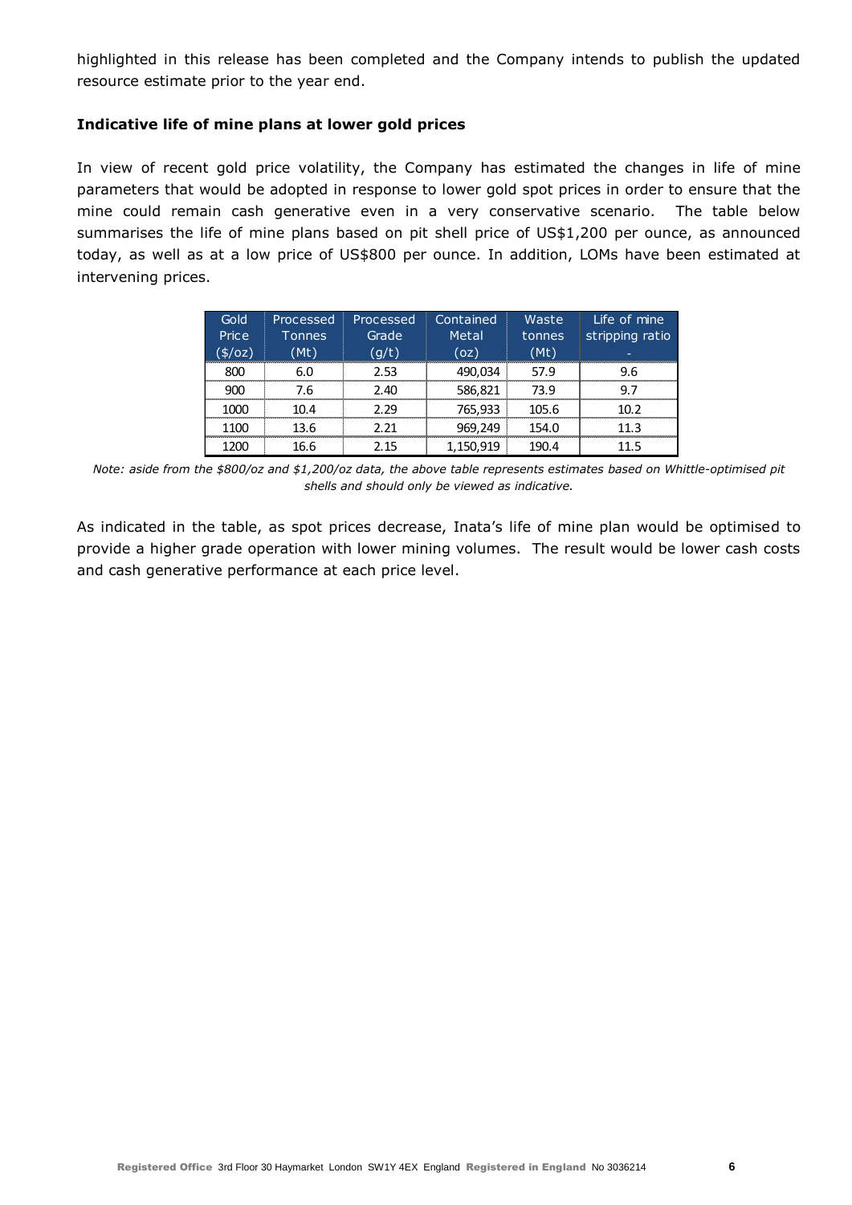highlighted in this release has been completed and the Company intends to publish the updated resource estimate prior to the year end.

**Indicative life of mine plans at lower gold prices**

In view of recent gold price volatility, the Company has estimated the changes in life of mine parameters that would be adopted in response to lower gold spot prices in order to ensure that the mine could remain cash generative even in a very conservative scenario. The table below summarises the life of mine plans based on pit shell price of US$1,200 per ounce, as announced today, as well as at a low price of US$800 per ounce. In addition, LOMs have been estimated at intervening prices.

| Gold Price ($/oz) | Processed Tonnes (Mt) | Processed Grade (g/t) | Contained Metal (oz) | Waste tonnes (Mt) | Life of mine stripping ratio - |
|---|---|---|---|---|---|
| 800 | 6.0 | 2.53 | 490,034 | 57.9 | 9.6 |
| 900 | 7.6 | 2.40 | 586,821 | 73.9 | 9.7 |
| 1000 | 10.4 | 2.29 | 765,933 | 105.6 | 10.2 |
| 1100 | 13.6 | 2.21 | 969,249 | 154.0 | 11.3 |
| 1200 | 16.6 | 2.15 | 1,150,919 | 190.4 | 11.5 |

*Note: aside from the $800/oz and $1,200/oz data, the above table represents estimates based on Whittle-optimised pit shells and should only be viewed as indicative.*

As indicated in the table, as spot prices decrease, Inata's life of mine plan would be optimised to provide a higher grade operation with lower mining volumes. The result would be lower cash costs and cash generative performance at each price level.